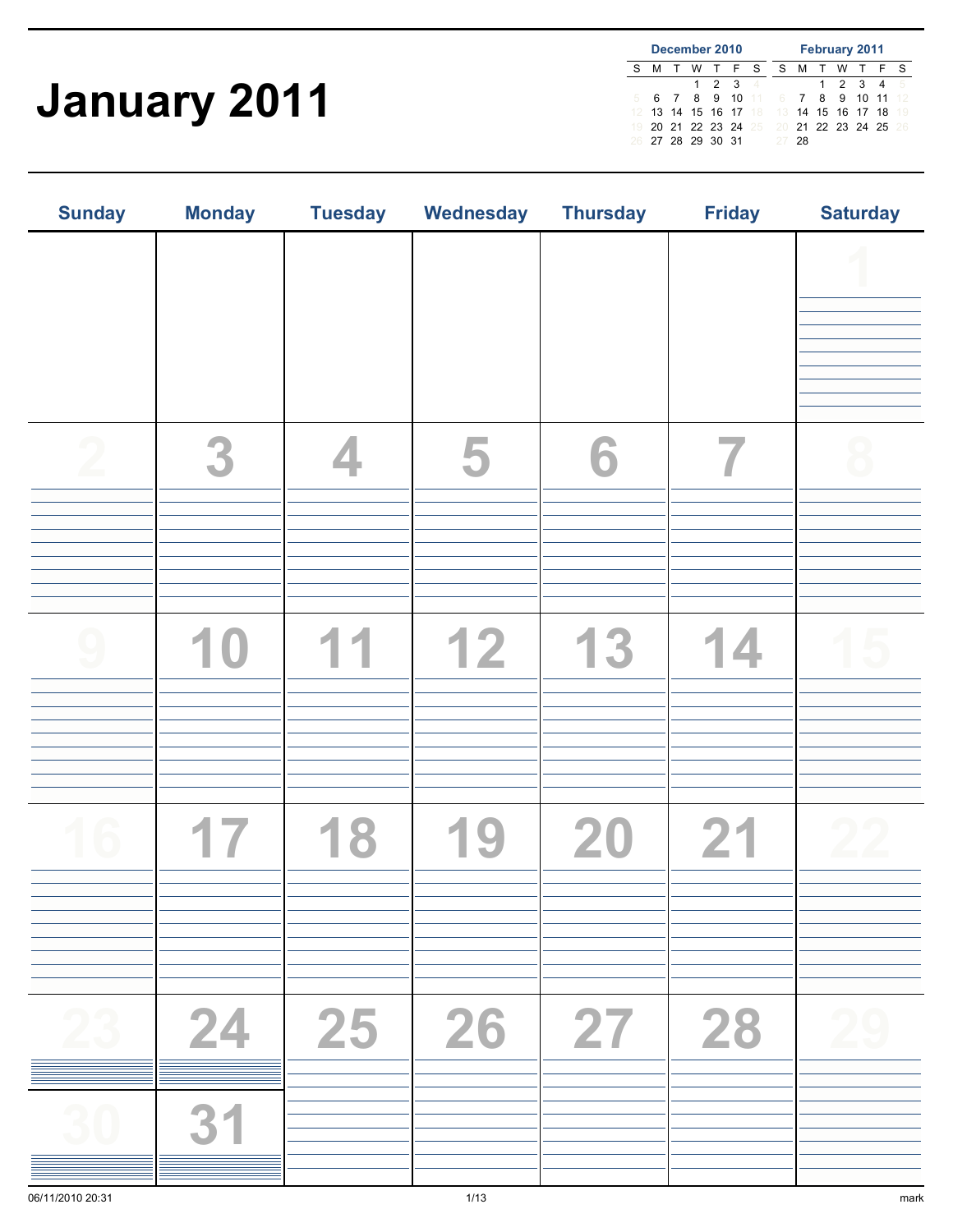# January 2011

**December 2010**

| S | M | T | W | T | F | S |
|---|---|---|---|---|---|---|
| | | | 1 | 2 | 3 | 4 |
| 5 | 6 | 7 | 8 | 9 | 10 | 11 |
| 12 | 13 | 14 | 15 | 16 | 17 | 18 |
| 19 | 20 | 21 | 22 | 23 | 24 | 25 |
| 26 | 27 | 28 | 29 | 30 | 31 | |

**February 2011**

| S | M | T | W | T | F | S |
|---|---|---|---|---|---|---|
| | | 1 | 2 | 3 | 4 | 5 |
| 6 | 7 | 8 | 9 | 10 | 11 | 12 |
| 13 | 14 | 15 | 16 | 17 | 18 | 19 |
| 20 | 21 | 22 | 23 | 24 | 25 | 26 |
| 27 | 28 | | | | | |

| Sunday | Monday | Tuesday | Wednesday | Thursday | Friday | Saturday |
|---|---|---|---|---|---|---|
| | | | | | | 1 |
| 2 | 3 | 4 | 5 | 6 | 7 | 8 |
| 9 | 10 | 11 | 12 | 13 | 14 | 15 |
| 16 | 17 | 18 | 19 | 20 | 21 | 22 |
| 23 / 30 | 24 / 31 | 25 | 26 | 27 | 28 | 29 |

06/11/2010 20:31

mark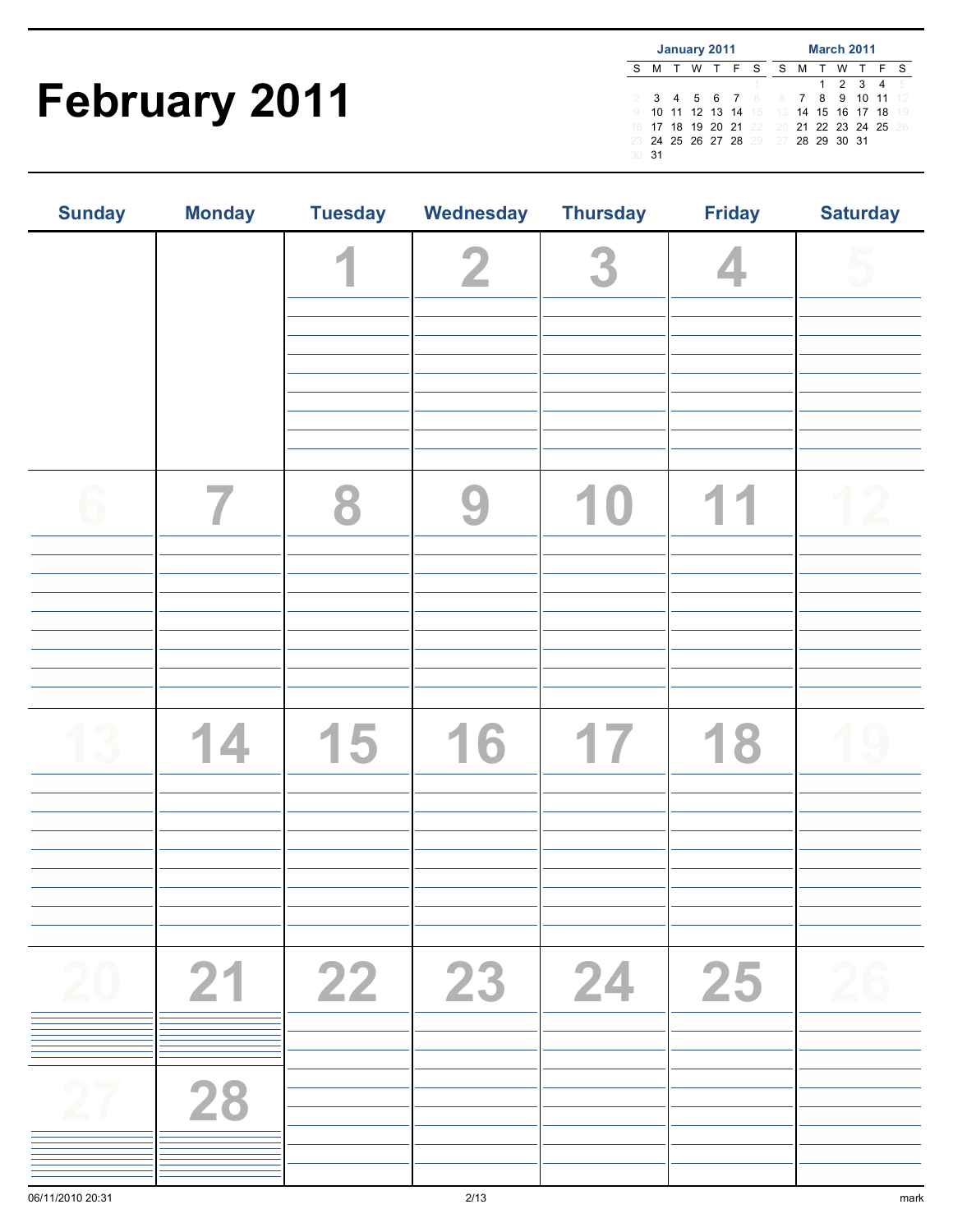# February 2011

**January 2011**

| S | M | T | W | T | F | S |
|---|---|---|---|---|---|---|
| | | | | | | 1 |
| 2 | 3 | 4 | 5 | 6 | 7 | 8 |
| 9 | 10 | 11 | 12 | 13 | 14 | 15 |
| 16 | 17 | 18 | 19 | 20 | 21 | 22 |
| 23 | 24 | 25 | 26 | 27 | 28 | 29 |
| 30 | 31 | | | | | |

**March 2011**

| S | M | T | W | T | F | S |
|---|---|---|---|---|---|---|
| | | 1 | 2 | 3 | 4 | 5 |
| 6 | 7 | 8 | 9 | 10 | 11 | 12 |
| 13 | 14 | 15 | 16 | 17 | 18 | 19 |
| 20 | 21 | 22 | 23 | 24 | 25 | 26 |
| 27 | 28 | 29 | 30 | 31 | | |

| Sunday | Monday | Tuesday | Wednesday | Thursday | Friday | Saturday |
|---|---|---|---|---|---|---|
| | | 1 | 2 | 3 | 4 | 5 |
| 6 | 7 | 8 | 9 | 10 | 11 | 12 |
| 13 | 14 | 15 | 16 | 17 | 18 | 19 |
| 20 | 21 | 22 | 23 | 24 | 25 | 26 |
| 27 | 28 | | | | | |

06/11/2010 20:31 mark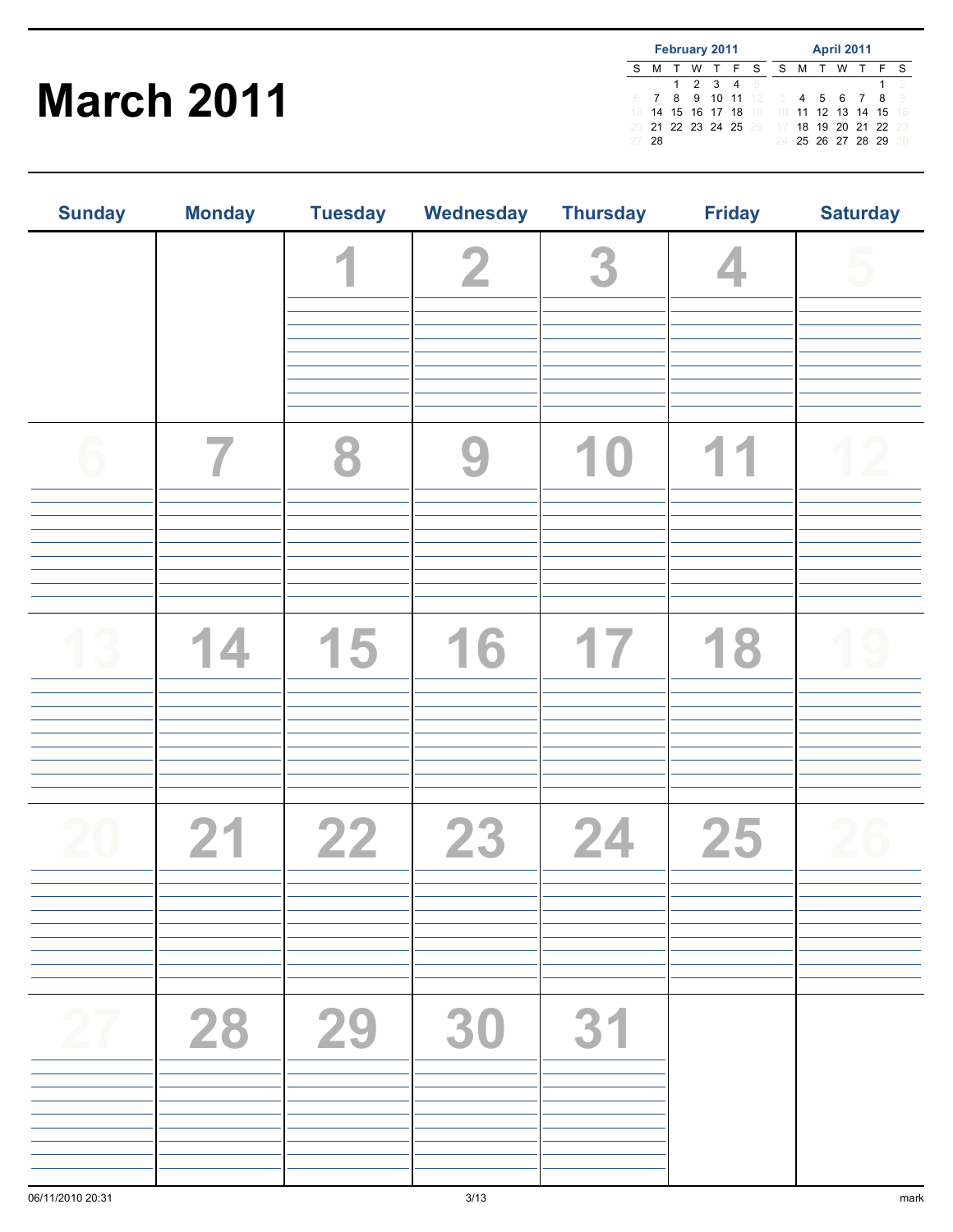# March 2011

**February 2011**

| S | M | T | W | T | F | S |
|---|---|---|---|---|---|---|
| | | 1 | 2 | 3 | 4 | 5 |
| 6 | 7 | 8 | 9 | 10 | 11 | 12 |
| 13 | 14 | 15 | 16 | 17 | 18 | 19 |
| 20 | 21 | 22 | 23 | 24 | 25 | 26 |
| 27 | 28 | | | | | |

**April 2011**

| S | M | T | W | T | F | S |
|---|---|---|---|---|---|---|
| | | | | | 1 | 2 |
| 3 | 4 | 5 | 6 | 7 | 8 | 9 |
| 10 | 11 | 12 | 13 | 14 | 15 | 16 |
| 17 | 18 | 19 | 20 | 21 | 22 | 23 |
| 24 | 25 | 26 | 27 | 28 | 29 | 30 |

| Sunday | Monday | Tuesday | Wednesday | Thursday | Friday | Saturday |
|---|---|---|---|---|---|---|
| | | 1 | 2 | 3 | 4 | 5 |
| 6 | 7 | 8 | 9 | 10 | 11 | 12 |
| 13 | 14 | 15 | 16 | 17 | 18 | 19 |
| 20 | 21 | 22 | 23 | 24 | 25 | 26 |
| 27 | 28 | 29 | 30 | 31 | | |

06/11/2010 20:31 mark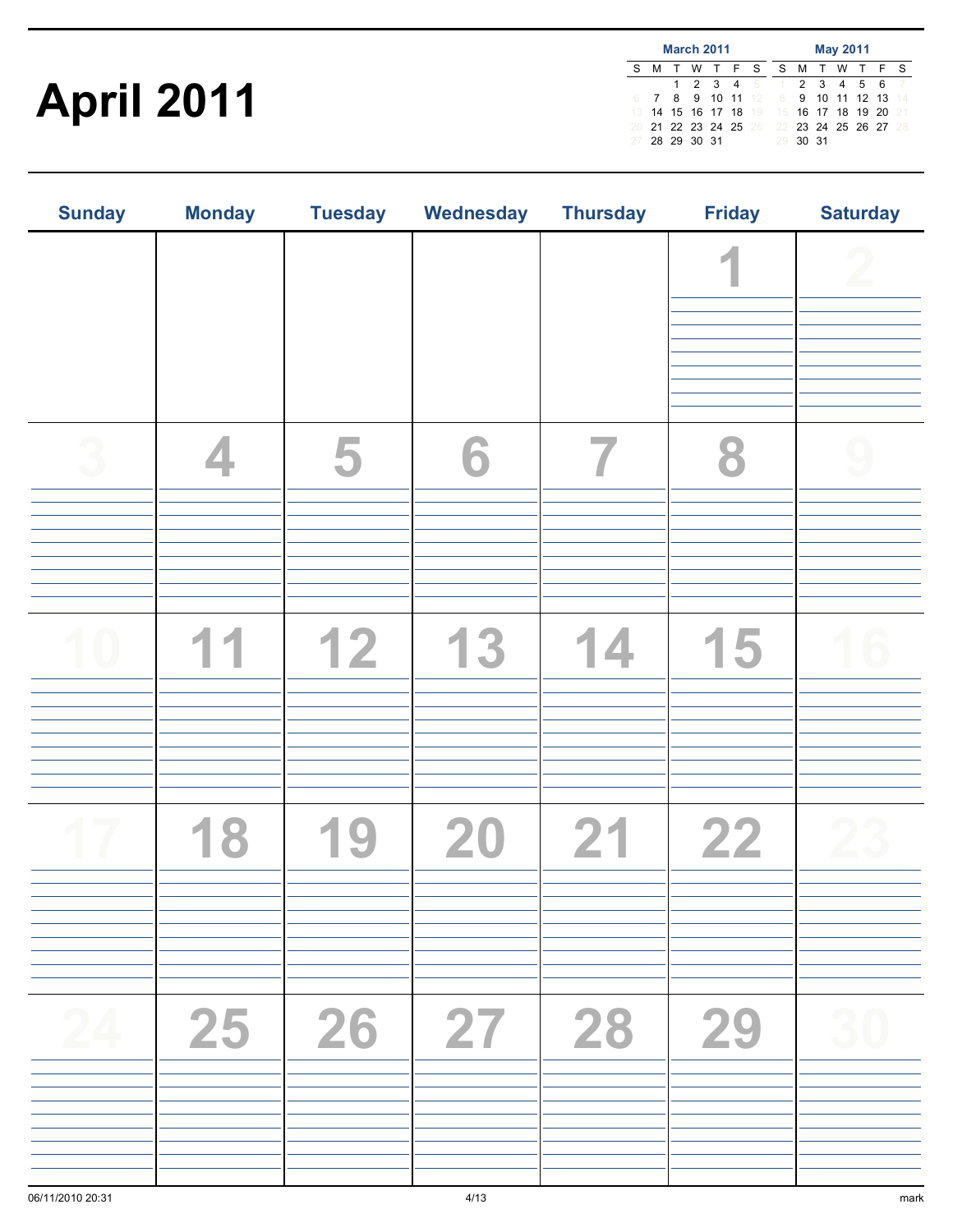# April 2011

**March 2011**

| S | M | T | W | T | F | S |
|---|---|---|---|---|---|---|
| | | 1 | 2 | 3 | 4 | 5 |
| 6 | 7 | 8 | 9 | 10 | 11 | 12 |
| 13 | 14 | 15 | 16 | 17 | 18 | 19 |
| 20 | 21 | 22 | 23 | 24 | 25 | 26 |
| 27 | 28 | 29 | 30 | 31 | | |

**May 2011**

| S | M | T | W | T | F | S |
|---|---|---|---|---|---|---|
| 1 | 2 | 3 | 4 | 5 | 6 | 7 |
| 8 | 9 | 10 | 11 | 12 | 13 | 14 |
| 15 | 16 | 17 | 18 | 19 | 20 | 21 |
| 22 | 23 | 24 | 25 | 26 | 27 | 28 |
| 29 | 30 | 31 | | | | |

| Sunday | Monday | Tuesday | Wednesday | Thursday | Friday | Saturday |
|---|---|---|---|---|---|---|
| | | | | | 1 | 2 |
| 3 | 4 | 5 | 6 | 7 | 8 | 9 |
| 10 | 11 | 12 | 13 | 14 | 15 | 16 |
| 17 | 18 | 19 | 20 | 21 | 22 | 23 |
| 24 | 25 | 26 | 27 | 28 | 29 | 30 |

06/11/2010 20:31 mark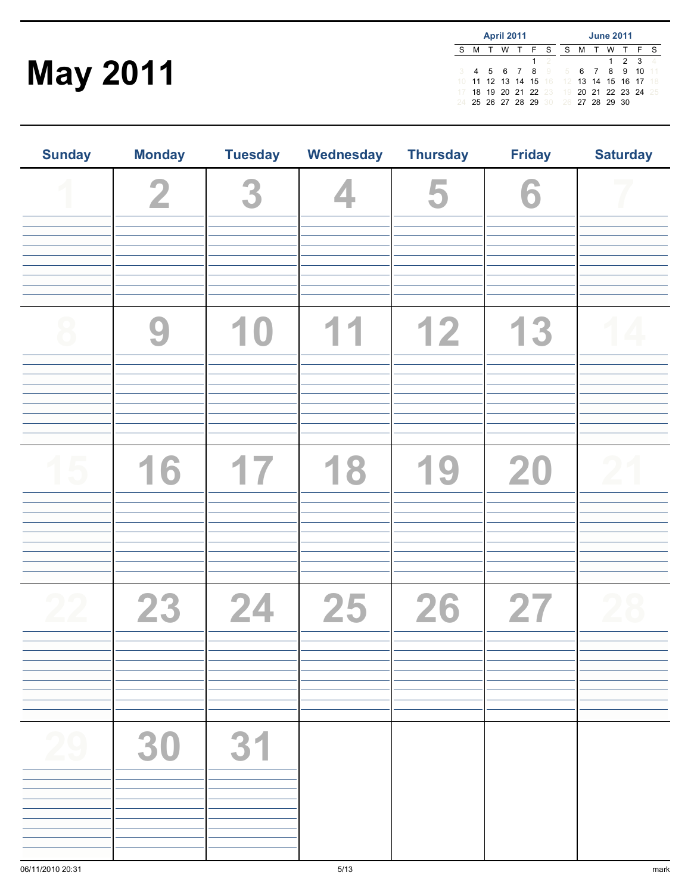# May 2011

**April 2011**

| S | M | T | W | T | F | S |
|---|---|---|---|---|---|---|
| | | | | | 1 | 2 |
| 3 | 4 | 5 | 6 | 7 | 8 | 9 |
| 10 | 11 | 12 | 13 | 14 | 15 | 16 |
| 17 | 18 | 19 | 20 | 21 | 22 | 23 |
| 24 | 25 | 26 | 27 | 28 | 29 | 30 |

**June 2011**

| S | M | T | W | T | F | S |
|---|---|---|---|---|---|---|
| | | | 1 | 2 | 3 | 4 |
| 5 | 6 | 7 | 8 | 9 | 10 | 11 |
| 12 | 13 | 14 | 15 | 16 | 17 | 18 |
| 19 | 20 | 21 | 22 | 23 | 24 | 25 |
| 26 | 27 | 28 | 29 | 30 | | |

| Sunday | Monday | Tuesday | Wednesday | Thursday | Friday | Saturday |
|---|---|---|---|---|---|---|
| 1 | 2 | 3 | 4 | 5 | 6 | 7 |
| 8 | 9 | 10 | 11 | 12 | 13 | 14 |
| 15 | 16 | 17 | 18 | 19 | 20 | 21 |
| 22 | 23 | 24 | 25 | 26 | 27 | 28 |
| 29 | 30 | 31 | | | | |

06/11/2010 20:31 mark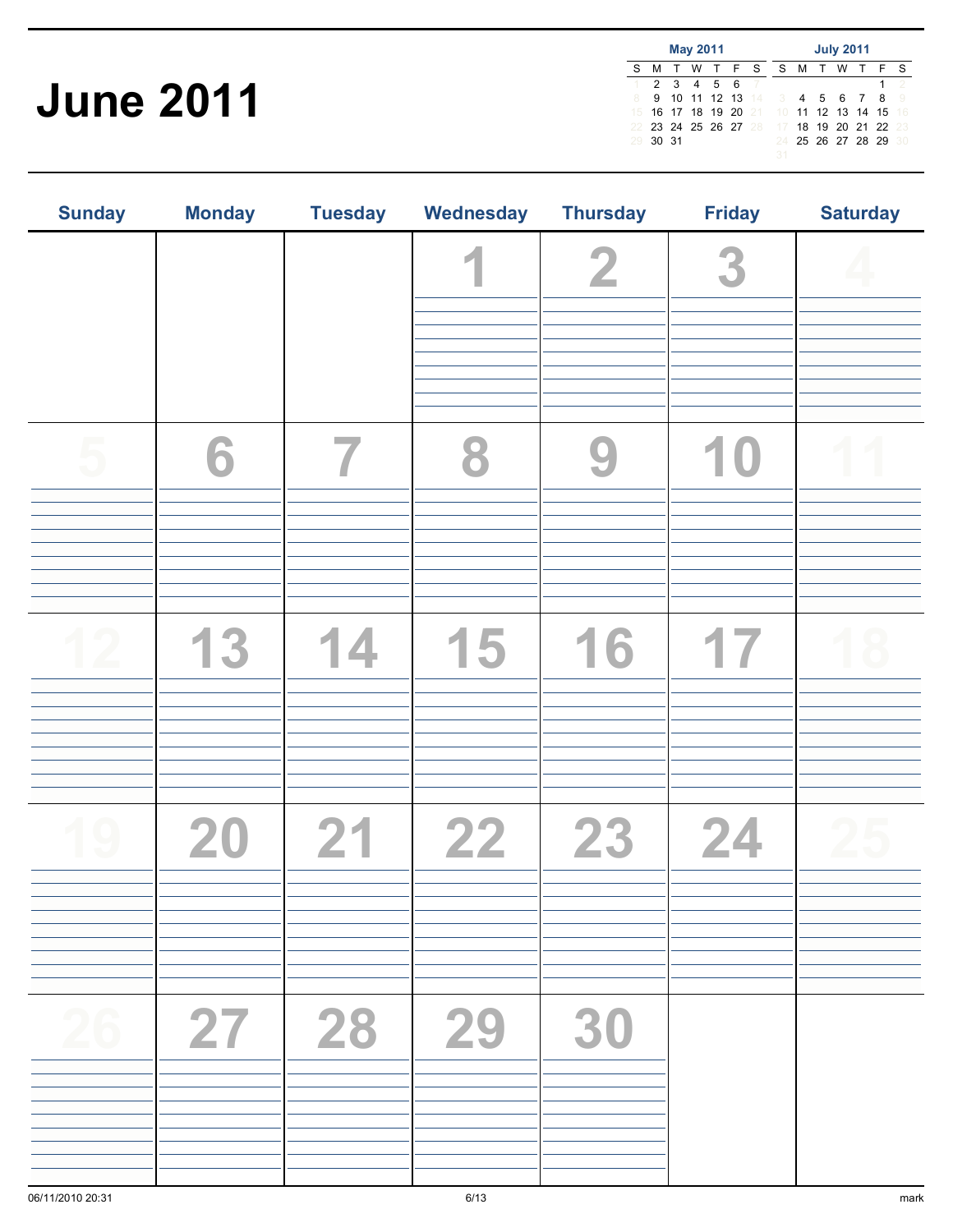# June 2011

**May 2011**

| S | M | T | W | T | F | S |
|---|---|---|---|---|---|---|
| 1 | 2 | 3 | 4 | 5 | 6 | 7 |
| 8 | 9 | 10 | 11 | 12 | 13 | 14 |
| 15 | 16 | 17 | 18 | 19 | 20 | 21 |
| 22 | 23 | 24 | 25 | 26 | 27 | 28 |
| 29 | 30 | 31 | | | | |

**July 2011**

| S | M | T | W | T | F | S |
|---|---|---|---|---|---|---|
| | | | | | 1 | 2 |
| 3 | 4 | 5 | 6 | 7 | 8 | 9 |
| 10 | 11 | 12 | 13 | 14 | 15 | 16 |
| 17 | 18 | 19 | 20 | 21 | 22 | 23 |
| 24 | 25 | 26 | 27 | 28 | 29 | 30 |
| 31 | | | | | | |

| Sunday | Monday | Tuesday | Wednesday | Thursday | Friday | Saturday |
|---|---|---|---|---|---|---|
| | | | 1 | 2 | 3 | 4 |
| 5 | 6 | 7 | 8 | 9 | 10 | 11 |
| 12 | 13 | 14 | 15 | 16 | 17 | 18 |
| 19 | 20 | 21 | 22 | 23 | 24 | 25 |
| 26 | 27 | 28 | 29 | 30 | | |

06/11/2010 20:31 mark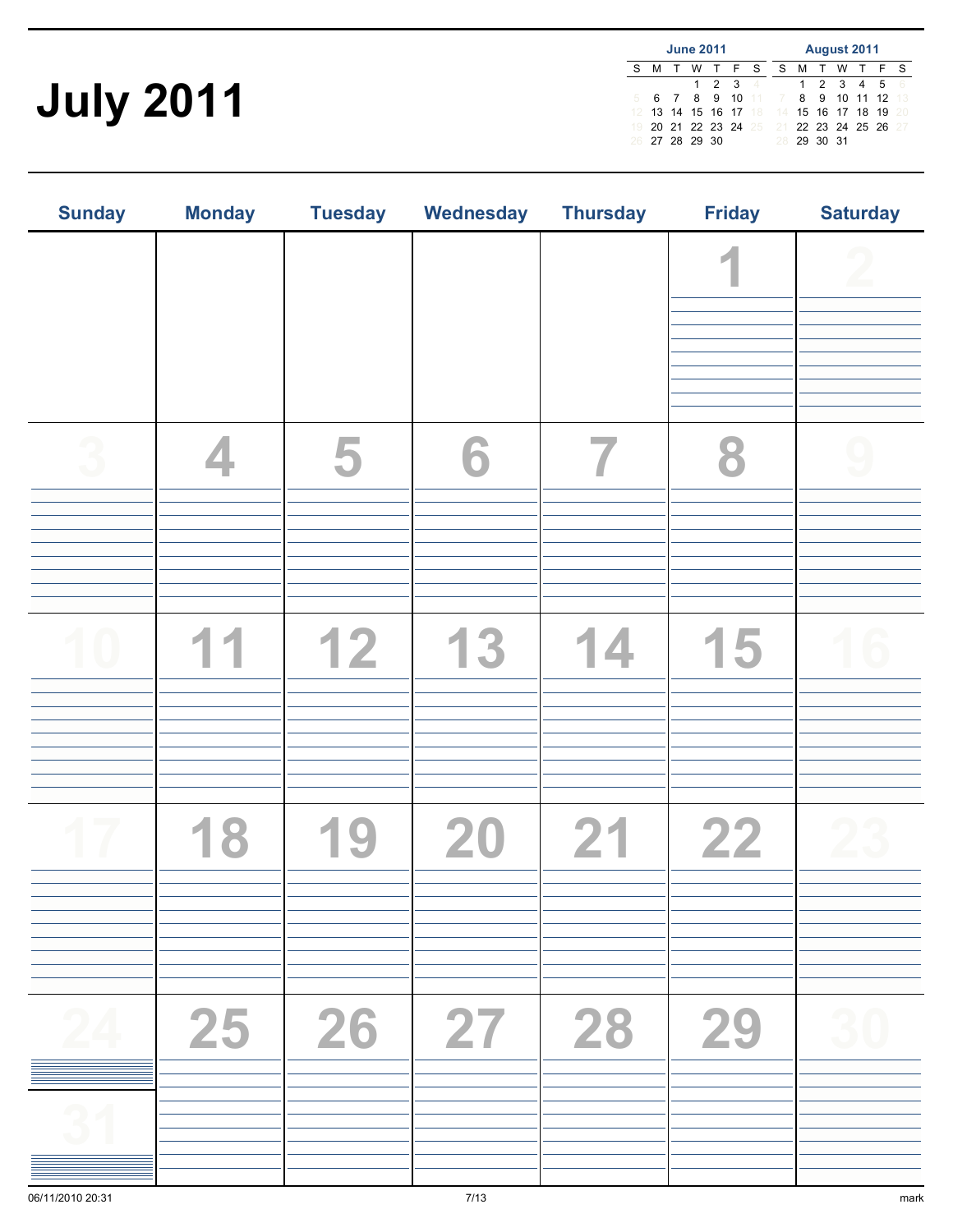# July 2011

**June 2011**

| S | M | T | W | T | F | S |
|---|---|---|---|---|---|---|
| | | | 1 | 2 | 3 | 4 |
| 5 | 6 | 7 | 8 | 9 | 10 | 11 |
| 12 | 13 | 14 | 15 | 16 | 17 | 18 |
| 19 | 20 | 21 | 22 | 23 | 24 | 25 |
| 26 | 27 | 28 | 29 | 30 | | |

**August 2011**

| S | M | T | W | T | F | S |
|---|---|---|---|---|---|---|
| | 1 | 2 | 3 | 4 | 5 | 6 |
| 7 | 8 | 9 | 10 | 11 | 12 | 13 |
| 14 | 15 | 16 | 17 | 18 | 19 | 20 |
| 21 | 22 | 23 | 24 | 25 | 26 | 27 |
| 28 | 29 | 30 | 31 | | | |

| Sunday | Monday | Tuesday | Wednesday | Thursday | Friday | Saturday |
|---|---|---|---|---|---|---|
| | | | | | 1 | 2 |
| 3 | 4 | 5 | 6 | 7 | 8 | 9 |
| 10 | 11 | 12 | 13 | 14 | 15 | 16 |
| 17 | 18 | 19 | 20 | 21 | 22 | 23 |
| 24 / 31 | 25 | 26 | 27 | 28 | 29 | 30 |

06/11/2010 20:31 mark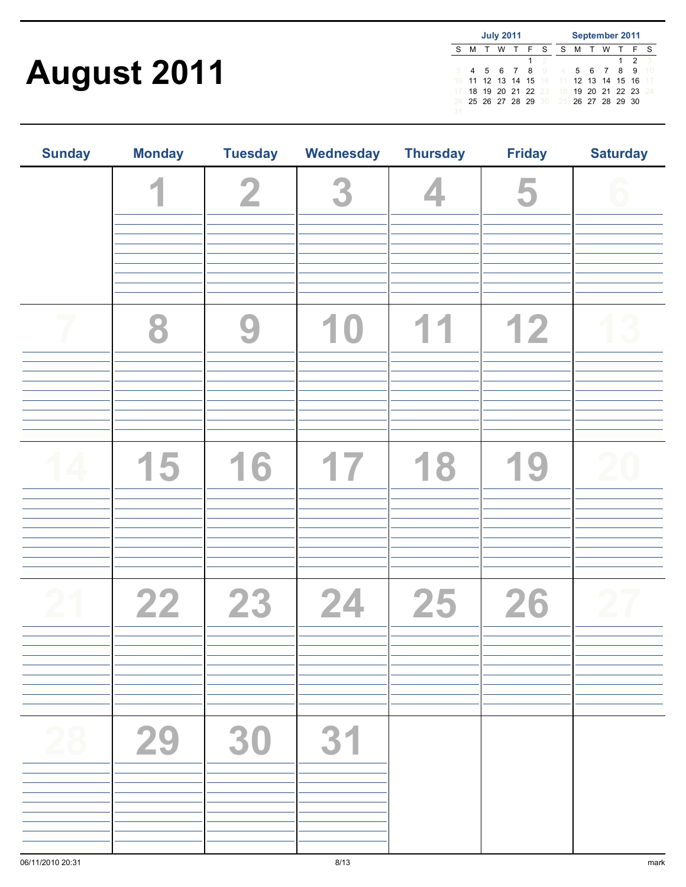# August 2011

**July 2011**

| S | M | T | W | T | F | S |
|---|---|---|---|---|---|---|
| | | | | | 1 | 2 |
| 3 | 4 | 5 | 6 | 7 | 8 | 9 |
| 10 | 11 | 12 | 13 | 14 | 15 | 16 |
| 17 | 18 | 19 | 20 | 21 | 22 | 23 |
| 24 | 25 | 26 | 27 | 28 | 29 | 30 |
| 31 | | | | | | |

**September 2011**

| S | M | T | W | T | F | S |
|---|---|---|---|---|---|---|
| | | | | 1 | 2 | 3 |
| 4 | 5 | 6 | 7 | 8 | 9 | 10 |
| 11 | 12 | 13 | 14 | 15 | 16 | 17 |
| 18 | 19 | 20 | 21 | 22 | 23 | 24 |
| 25 | 26 | 27 | 28 | 29 | 30 | |

| Sunday | Monday | Tuesday | Wednesday | Thursday | Friday | Saturday |
|---|---|---|---|---|---|---|
| | 1 | 2 | 3 | 4 | 5 | 6 |
| 7 | 8 | 9 | 10 | 11 | 12 | 13 |
| 14 | 15 | 16 | 17 | 18 | 19 | 20 |
| 21 | 22 | 23 | 24 | 25 | 26 | 27 |
| 28 | 29 | 30 | 31 | | | |

06/11/2010 20:31 mark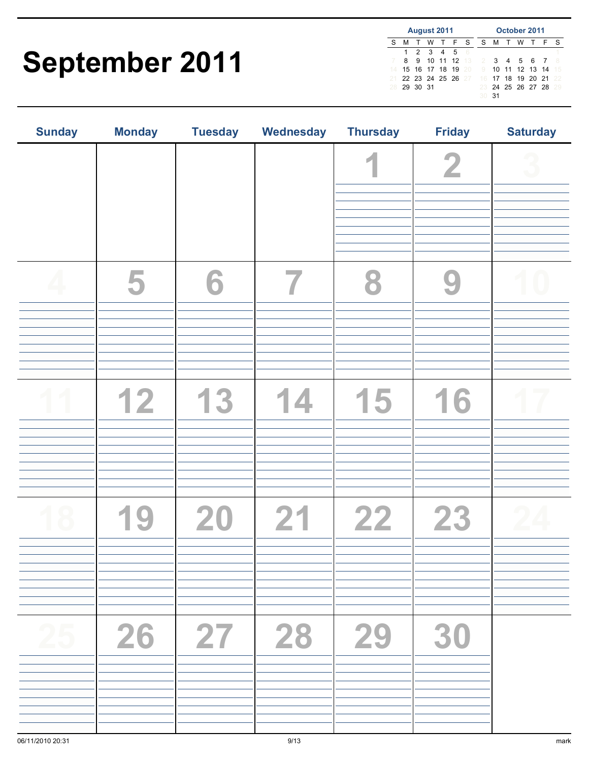# September 2011

**August 2011**

| S | M | T | W | T | F | S |
|---|---|---|---|---|---|---|
| | 1 | 2 | 3 | 4 | 5 | 6 |
| 7 | 8 | 9 | 10 | 11 | 12 | 13 |
| 14 | 15 | 16 | 17 | 18 | 19 | 20 |
| 21 | 22 | 23 | 24 | 25 | 26 | 27 |
| 28 | 29 | 30 | 31 | | | |

**October 2011**

| S | M | T | W | T | F | S |
|---|---|---|---|---|---|---|
| | | | | | | 1 |
| 2 | 3 | 4 | 5 | 6 | 7 | 8 |
| 9 | 10 | 11 | 12 | 13 | 14 | 15 |
| 16 | 17 | 18 | 19 | 20 | 21 | 22 |
| 23 | 24 | 25 | 26 | 27 | 28 | 29 |
| 30 | 31 | | | | | |

| Sunday | Monday | Tuesday | Wednesday | Thursday | Friday | Saturday |
|---|---|---|---|---|---|---|
| | | | | 1 | 2 | 3 |
| 4 | 5 | 6 | 7 | 8 | 9 | 10 |
| 11 | 12 | 13 | 14 | 15 | 16 | 17 |
| 18 | 19 | 20 | 21 | 22 | 23 | 24 |
| 25 | 26 | 27 | 28 | 29 | 30 | |

06/11/2010 20:31

mark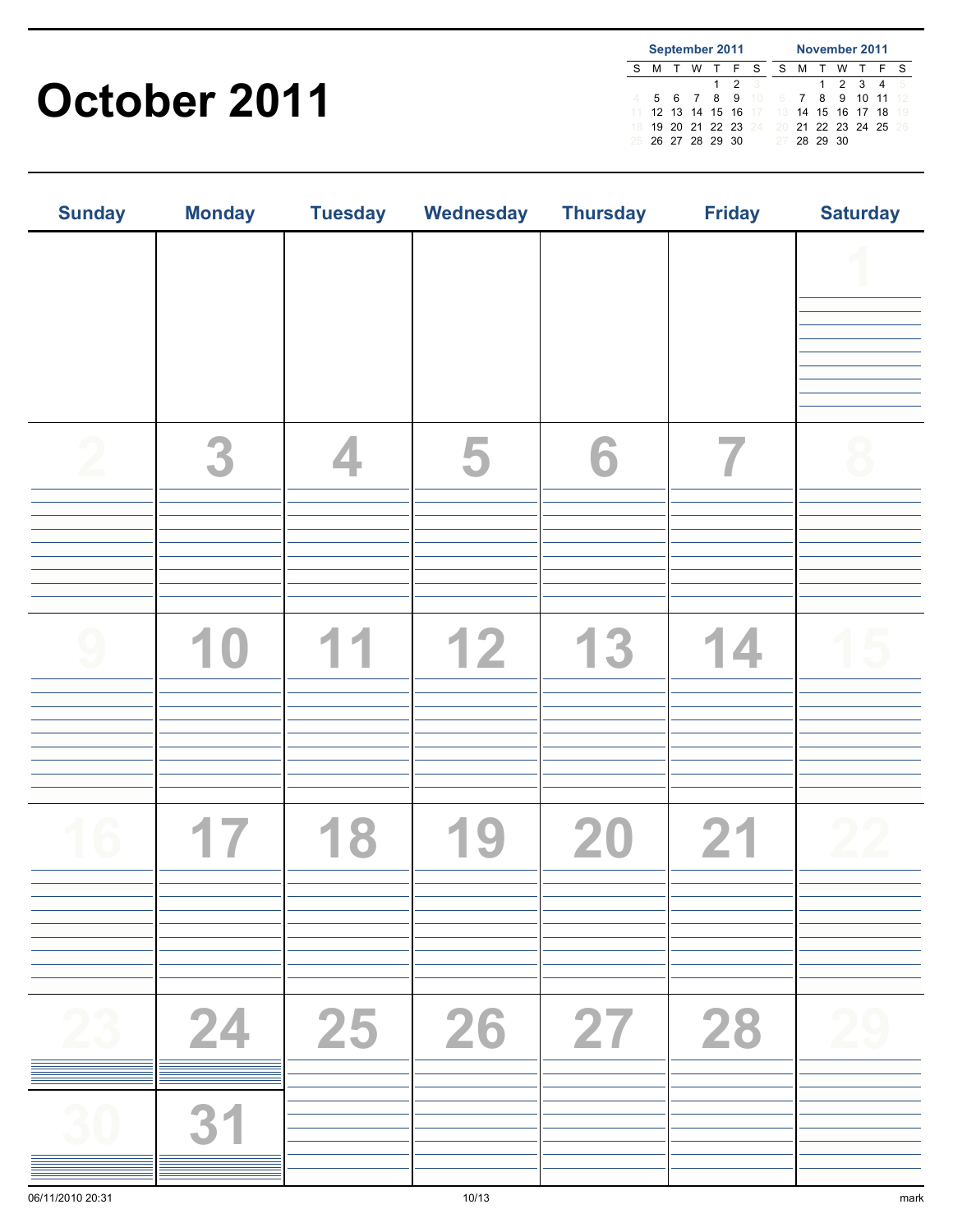# October 2011

**September 2011**

| S | M | T | W | T | F | S |
|---|---|---|---|---|---|---|
| | | | | 1 | 2 | 3 |
| 4 | 5 | 6 | 7 | 8 | 9 | 10 |
| 11 | 12 | 13 | 14 | 15 | 16 | 17 |
| 18 | 19 | 20 | 21 | 22 | 23 | 24 |
| 25 | 26 | 27 | 28 | 29 | 30 | |

**November 2011**

| S | M | T | W | T | F | S |
|---|---|---|---|---|---|---|
| | | 1 | 2 | 3 | 4 | 5 |
| 6 | 7 | 8 | 9 | 10 | 11 | 12 |
| 13 | 14 | 15 | 16 | 17 | 18 | 19 |
| 20 | 21 | 22 | 23 | 24 | 25 | 26 |
| 27 | 28 | 29 | 30 | | | |

| Sunday | Monday | Tuesday | Wednesday | Thursday | Friday | Saturday |
|---|---|---|---|---|---|---|
| | | | | | | 1 |
| 2 | 3 | 4 | 5 | 6 | 7 | 8 |
| 9 | 10 | 11 | 12 | 13 | 14 | 15 |
| 16 | 17 | 18 | 19 | 20 | 21 | 22 |
| 23 / 30 | 24 / 31 | 25 | 26 | 27 | 28 | 29 |

06/11/2010 20:31 mark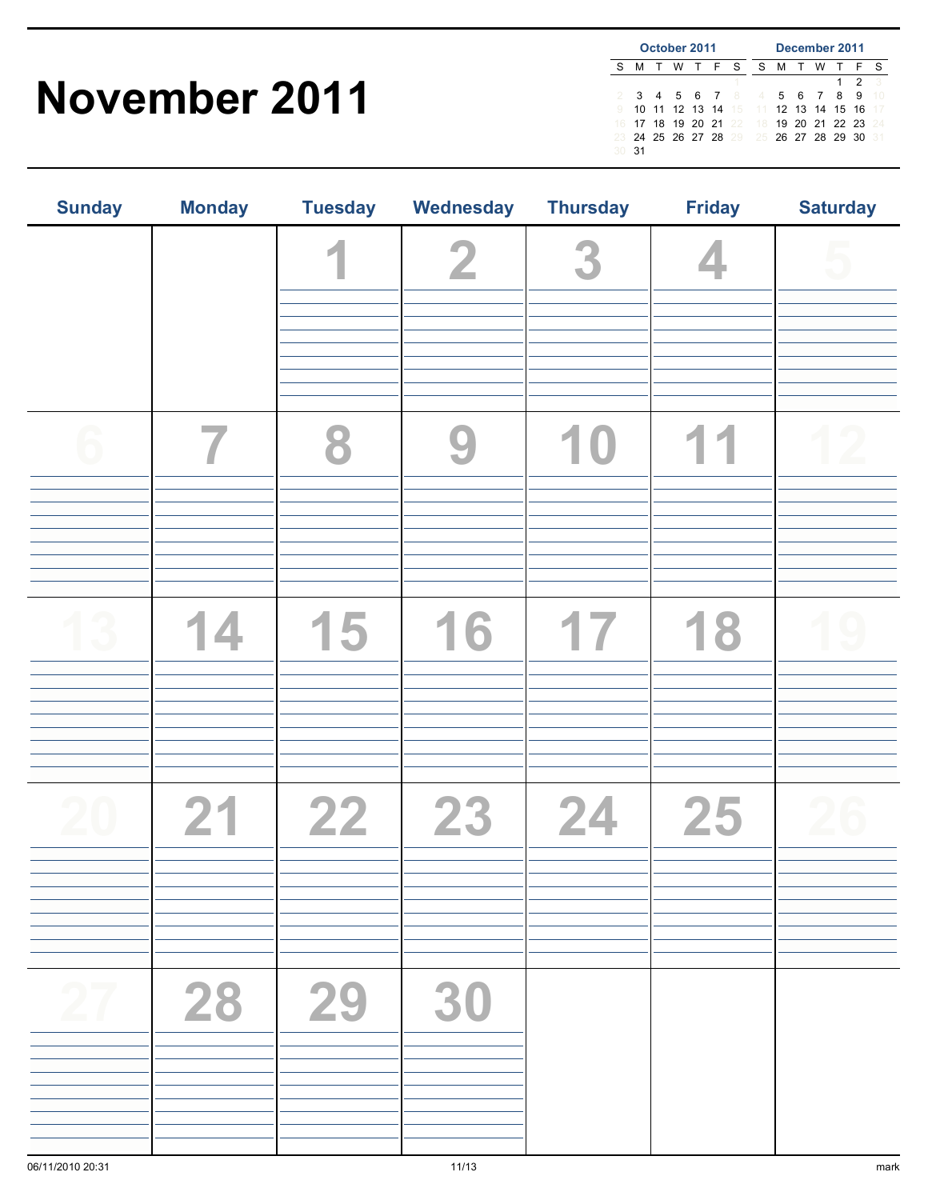# November 2011

**October 2011**

| S | M | T | W | T | F | S |
|---|---|---|---|---|---|---|
| | | | | | | 1 |
| 2 | 3 | 4 | 5 | 6 | 7 | 8 |
| 9 | 10 | 11 | 12 | 13 | 14 | 15 |
| 16 | 17 | 18 | 19 | 20 | 21 | 22 |
| 23 | 24 | 25 | 26 | 27 | 28 | 29 |
| 30 | 31 | | | | | |

**December 2011**

| S | M | T | W | T | F | S |
|---|---|---|---|---|---|---|
| | | | | 1 | 2 | 3 |
| 4 | 5 | 6 | 7 | 8 | 9 | 10 |
| 11 | 12 | 13 | 14 | 15 | 16 | 17 |
| 18 | 19 | 20 | 21 | 22 | 23 | 24 |
| 25 | 26 | 27 | 28 | 29 | 30 | 31 |

| Sunday | Monday | Tuesday | Wednesday | Thursday | Friday | Saturday |
|---|---|---|---|---|---|---|
| | | 1 | 2 | 3 | 4 | 5 |
| 6 | 7 | 8 | 9 | 10 | 11 | 12 |
| 13 | 14 | 15 | 16 | 17 | 18 | 19 |
| 20 | 21 | 22 | 23 | 24 | 25 | 26 |
| 27 | 28 | 29 | 30 | | | |

06/11/2010 20:31 mark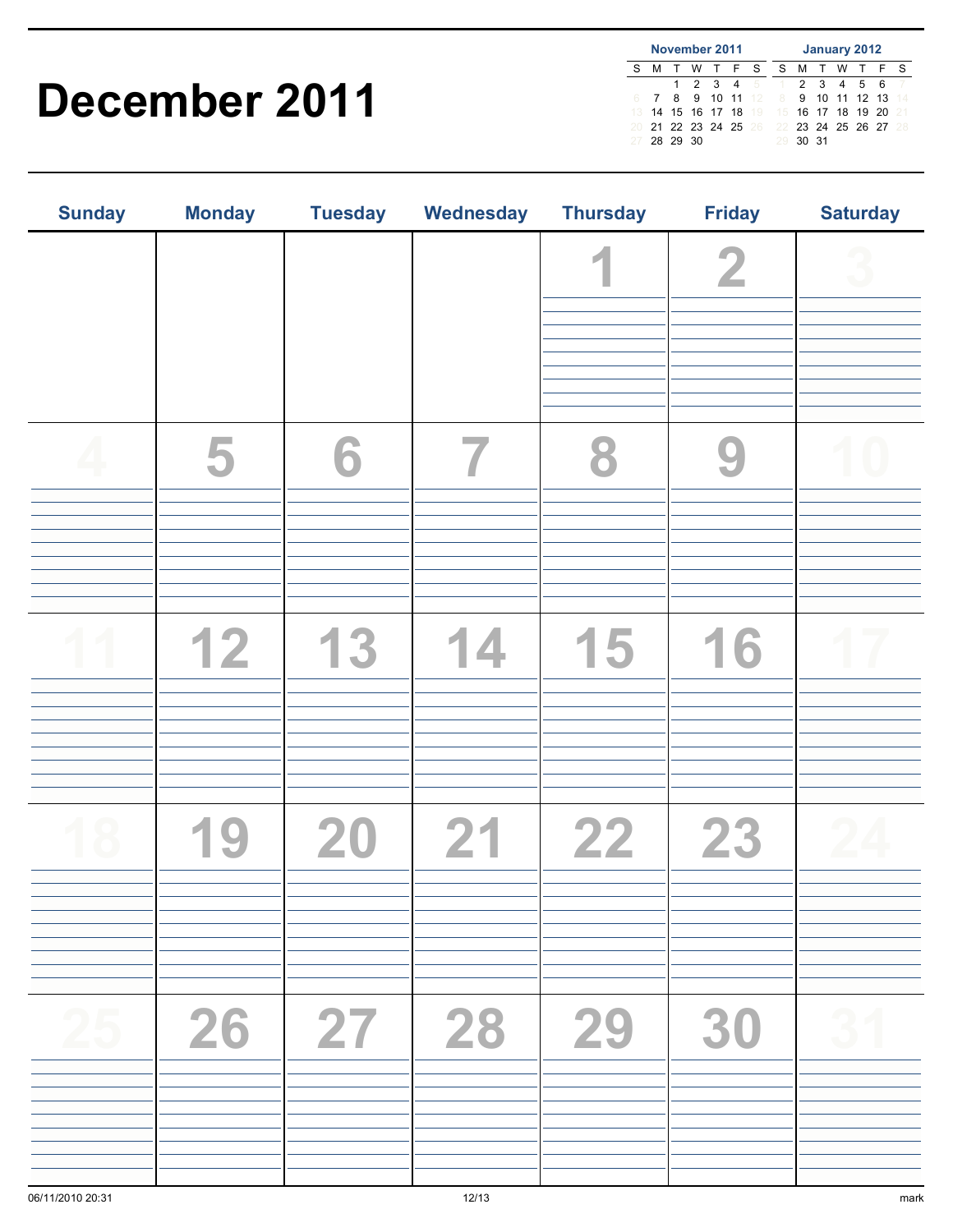# December 2011

**November 2011**

| S | M | T | W | T | F | S |
|---|---|---|---|---|---|---|
| | | 1 | 2 | 3 | 4 | 5 |
| 6 | 7 | 8 | 9 | 10 | 11 | 12 |
| 13 | 14 | 15 | 16 | 17 | 18 | 19 |
| 20 | 21 | 22 | 23 | 24 | 25 | 26 |
| 27 | 28 | 29 | 30 | | | |

**January 2012**

| S | M | T | W | T | F | S |
|---|---|---|---|---|---|---|
| 1 | 2 | 3 | 4 | 5 | 6 | 7 |
| 8 | 9 | 10 | 11 | 12 | 13 | 14 |
| 15 | 16 | 17 | 18 | 19 | 20 | 21 |
| 22 | 23 | 24 | 25 | 26 | 27 | 28 |
| 29 | 30 | 31 | | | | |

| Sunday | Monday | Tuesday | Wednesday | Thursday | Friday | Saturday |
|---|---|---|---|---|---|---|
| | | | | 1 | 2 | 3 |
| 4 | 5 | 6 | 7 | 8 | 9 | 10 |
| 11 | 12 | 13 | 14 | 15 | 16 | 17 |
| 18 | 19 | 20 | 21 | 22 | 23 | 24 |
| 25 | 26 | 27 | 28 | 29 | 30 | 31 |

06/11/2010 20:31 mark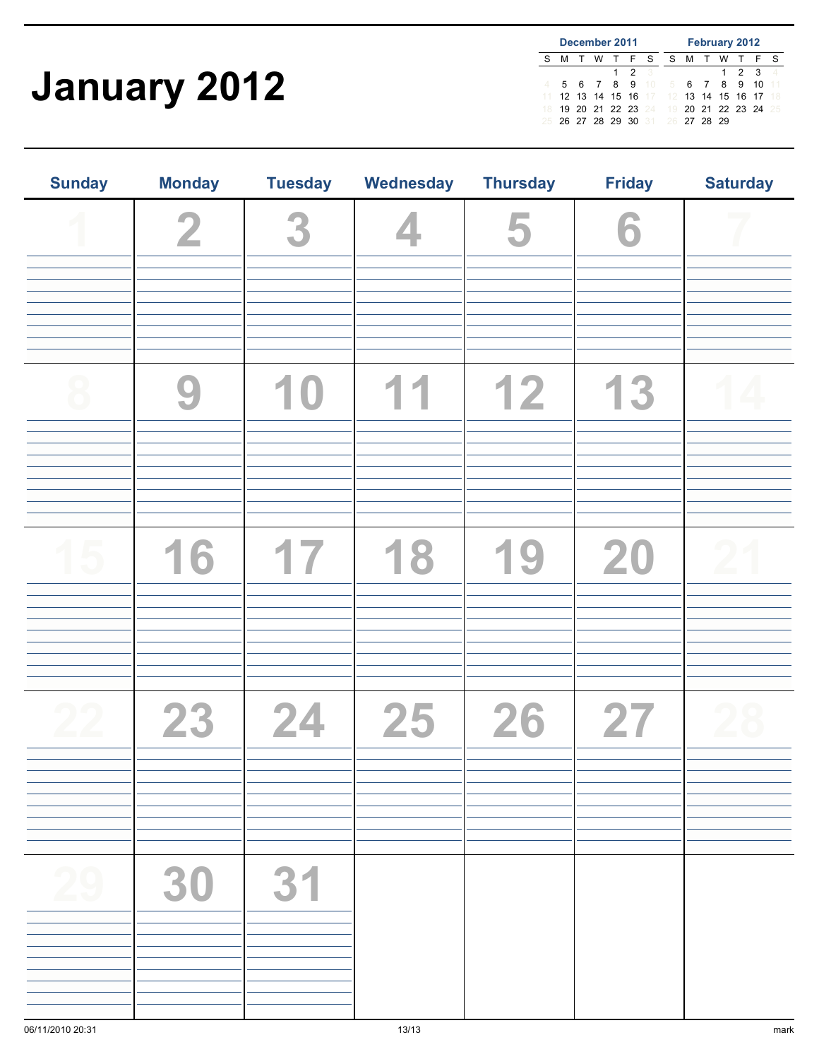# January 2012

**December 2011**

| S | M | T | W | T | F | S |
|---|---|---|---|---|---|---|
| | | | | 1 | 2 | 3 |
| 4 | 5 | 6 | 7 | 8 | 9 | 10 |
| 11 | 12 | 13 | 14 | 15 | 16 | 17 |
| 18 | 19 | 20 | 21 | 22 | 23 | 24 |
| 25 | 26 | 27 | 28 | 29 | 30 | 31 |

**February 2012**

| S | M | T | W | T | F | S |
|---|---|---|---|---|---|---|
| | | | 1 | 2 | 3 | 4 |
| 5 | 6 | 7 | 8 | 9 | 10 | 11 |
| 12 | 13 | 14 | 15 | 16 | 17 | 18 |
| 19 | 20 | 21 | 22 | 23 | 24 | 25 |
| 26 | 27 | 28 | 29 | | | |

| Sunday | Monday | Tuesday | Wednesday | Thursday | Friday | Saturday |
|---|---|---|---|---|---|---|
| 1 | 2 | 3 | 4 | 5 | 6 | 7 |
| 8 | 9 | 10 | 11 | 12 | 13 | 14 |
| 15 | 16 | 17 | 18 | 19 | 20 | 21 |
| 22 | 23 | 24 | 25 | 26 | 27 | 28 |
| 29 | 30 | 31 | | | | |

06/11/2010 20:31 mark